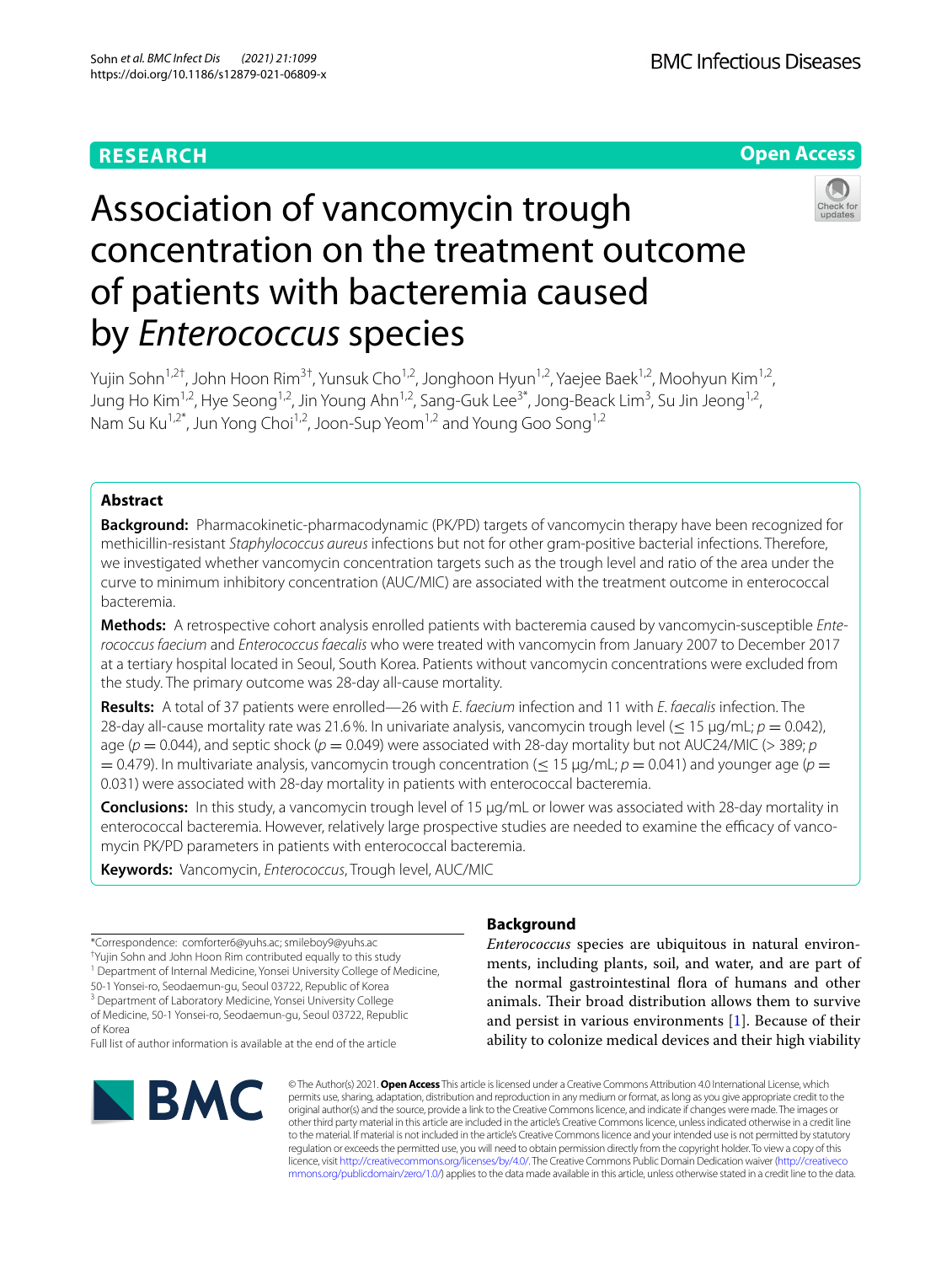**RESEARCH**

**Open Access**

# Association of vancomycin trough concentration on the treatment outcome of patients with bacteremia caused by *Enterococcus* species

Yujin Sohn[1,2†], John Hoon Rim[3†], Yunsuk Cho[1,2], Jonghoon Hyun[1,2], Yaejee Baek[1,2], Moohyun Kim[1,2], Jung Ho Kim[1,2], Hye Seong[1,2], Jin Young Ahn[1,2], Sang-Guk Lee[3*], Jong-Beack Lim[3], Su Jin Jeong[1,2], Nam Su Ku[1,2*], Jun Yong Choi[1,2], Joon-Sup Yeom[1,2] and Young Goo Song[1,2]

## Abstract

**Background:** Pharmacokinetic-pharmacodynamic (PK/PD) targets of vancomycin therapy have been recognized for methicillin-resistant *Staphylococcus aureus* infections but not for other gram-positive bacterial infections. Therefore, we investigated whether vancomycin concentration targets such as the trough level and ratio of the area under the curve to minimum inhibitory concentration (AUC/MIC) are associated with the treatment outcome in enterococcal bacteremia.

**Methods:** A retrospective cohort analysis enrolled patients with bacteremia caused by vancomycin-susceptible *Enterococcus faecium* and *Enterococcus faecalis* who were treated with vancomycin from January 2007 to December 2017 at a tertiary hospital located in Seoul, South Korea. Patients without vancomycin concentrations were excluded from the study. The primary outcome was 28-day all-cause mortality.

**Results:** A total of 37 patients were enrolled—26 with *E. faecium* infection and 11 with *E. faecalis* infection. The 28-day all-cause mortality rate was 21.6%. In univariate analysis, vancomycin trough level (≤ 15 μg/mL; $p = 0.042$), age ($p = 0.044$), and septic shock ($p = 0.049$) were associated with 28-day mortality but not AUC24/MIC (> 389; $p = 0.479$). In multivariate analysis, vancomycin trough concentration (≤ 15 μg/mL; $p = 0.041$) and younger age ($p = 0.031$) were associated with 28-day mortality in patients with enterococcal bacteremia.

**Conclusions:** In this study, a vancomycin trough level of 15 μg/mL or lower was associated with 28-day mortality in enterococcal bacteremia. However, relatively large prospective studies are needed to examine the efficacy of vancomycin PK/PD parameters in patients with enterococcal bacteremia.

**Keywords:** Vancomycin, *Enterococcus*, Trough level, AUC/MIC

*Correspondence: comforter6@yuhs.ac; smileboy9@yuhs.ac
†Yujin Sohn and John Hoon Rim contributed equally to this study
[1] Department of Internal Medicine, Yonsei University College of Medicine, 50-1 Yonsei-ro, Seodaemun-gu, Seoul 03722, Republic of Korea
[3] Department of Laboratory Medicine, Yonsei University College of Medicine, 50-1 Yonsei-ro, Seodaemun-gu, Seoul 03722, Republic of Korea
Full list of author information is available at the end of the article

## Background

*Enterococcus* species are ubiquitous in natural environments, including plants, soil, and water, and are part of the normal gastrointestinal flora of humans and other animals. Their broad distribution allows them to survive and persist in various environments [1]. Because of their ability to colonize medical devices and their high viability

© The Author(s) 2021. **Open Access** This article is licensed under a Creative Commons Attribution 4.0 International License, which permits use, sharing, adaptation, distribution and reproduction in any medium or format, as long as you give appropriate credit to the original author(s) and the source, provide a link to the Creative Commons licence, and indicate if changes were made. The images or other third party material in this article are included in the article's Creative Commons licence, unless indicated otherwise in a credit line to the material. If material is not included in the article's Creative Commons licence and your intended use is not permitted by statutory regulation or exceeds the permitted use, you will need to obtain permission directly from the copyright holder. To view a copy of this licence, visit http://creativecommons.org/licenses/by/4.0/. The Creative Commons Public Domain Dedication waiver (http://creativecommons.org/publicdomain/zero/1.0/) applies to the data made available in this article, unless otherwise stated in a credit line to the data.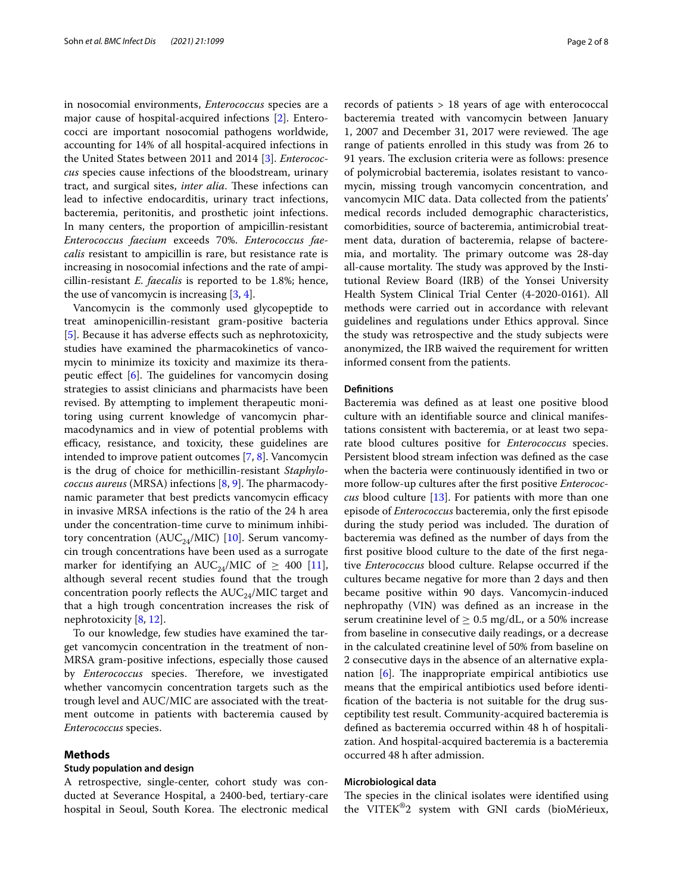in nosocomial environments, *Enterococcus* species are a major cause of hospital-acquired infections [2]. Enterococci are important nosocomial pathogens worldwide, accounting for 14% of all hospital-acquired infections in the United States between 2011 and 2014 [3]. *Enterococcus* species cause infections of the bloodstream, urinary tract, and surgical sites, *inter alia*. These infections can lead to infective endocarditis, urinary tract infections, bacteremia, peritonitis, and prosthetic joint infections. In many centers, the proportion of ampicillin-resistant *Enterococcus faecium* exceeds 70%. *Enterococcus faecalis* resistant to ampicillin is rare, but resistance rate is increasing in nosocomial infections and the rate of ampicillin-resistant *E. faecalis* is reported to be 1.8%; hence, the use of vancomycin is increasing [3, 4].

Vancomycin is the commonly used glycopeptide to treat aminopenicillin-resistant gram-positive bacteria [5]. Because it has adverse effects such as nephrotoxicity, studies have examined the pharmacokinetics of vancomycin to minimize its toxicity and maximize its therapeutic effect [6]. The guidelines for vancomycin dosing strategies to assist clinicians and pharmacists have been revised. By attempting to implement therapeutic monitoring using current knowledge of vancomycin pharmacodynamics and in view of potential problems with efficacy, resistance, and toxicity, these guidelines are intended to improve patient outcomes [7, 8]. Vancomycin is the drug of choice for methicillin-resistant *Staphylococcus aureus* (MRSA) infections [8, 9]. The pharmacodynamic parameter that best predicts vancomycin efficacy in invasive MRSA infections is the ratio of the 24 h area under the concentration-time curve to minimum inhibitory concentration ($AUC_{24}$/MIC) [10]. Serum vancomycin trough concentrations have been used as a surrogate marker for identifying an $AUC_{24}$/MIC of $\geq$ 400 [11], although several recent studies found that the trough concentration poorly reflects the $AUC_{24}$/MIC target and that a high trough concentration increases the risk of nephrotoxicity [8, 12].

To our knowledge, few studies have examined the target vancomycin concentration in the treatment of non-MRSA gram-positive infections, especially those caused by *Enterococcus* species. Therefore, we investigated whether vancomycin concentration targets such as the trough level and AUC/MIC are associated with the treatment outcome in patients with bacteremia caused by *Enterococcus* species.

## Methods

### Study population and design

A retrospective, single-center, cohort study was conducted at Severance Hospital, a 2400-bed, tertiary-care hospital in Seoul, South Korea. The electronic medical records of patients > 18 years of age with enterococcal bacteremia treated with vancomycin between January 1, 2007 and December 31, 2017 were reviewed. The age range of patients enrolled in this study was from 26 to 91 years. The exclusion criteria were as follows: presence of polymicrobial bacteremia, isolates resistant to vancomycin, missing trough vancomycin concentration, and vancomycin MIC data. Data collected from the patients' medical records included demographic characteristics, comorbidities, source of bacteremia, antimicrobial treatment data, duration of bacteremia, relapse of bacteremia, and mortality. The primary outcome was 28-day all-cause mortality. The study was approved by the Institutional Review Board (IRB) of the Yonsei University Health System Clinical Trial Center (4-2020-0161). All methods were carried out in accordance with relevant guidelines and regulations under Ethics approval. Since the study was retrospective and the study subjects were anonymized, the IRB waived the requirement for written informed consent from the patients.

### Definitions

Bacteremia was defined as at least one positive blood culture with an identifiable source and clinical manifestations consistent with bacteremia, or at least two separate blood cultures positive for *Enterococcus* species. Persistent blood stream infection was defined as the case when the bacteria were continuously identified in two or more follow-up cultures after the first positive *Enterococcus* blood culture [13]. For patients with more than one episode of *Enterococcus* bacteremia, only the first episode during the study period was included. The duration of bacteremia was defined as the number of days from the first positive blood culture to the date of the first negative *Enterococcus* blood culture. Relapse occurred if the cultures became negative for more than 2 days and then became positive within 90 days. Vancomycin-induced nephropathy (VIN) was defined as an increase in the serum creatinine level of $\geq$ 0.5 mg/dL, or a 50% increase from baseline in consecutive daily readings, or a decrease in the calculated creatinine level of 50% from baseline on 2 consecutive days in the absence of an alternative explanation [6]. The inappropriate empirical antibiotics use means that the empirical antibiotics used before identification of the bacteria is not suitable for the drug susceptibility test result. Community-acquired bacteremia is defined as bacteremia occurred within 48 h of hospitalization. And hospital-acquired bacteremia is a bacteremia occurred 48 h after admission.

### Microbiological data

The species in the clinical isolates were identified using the VITEK®2 system with GNI cards (bioMérieux,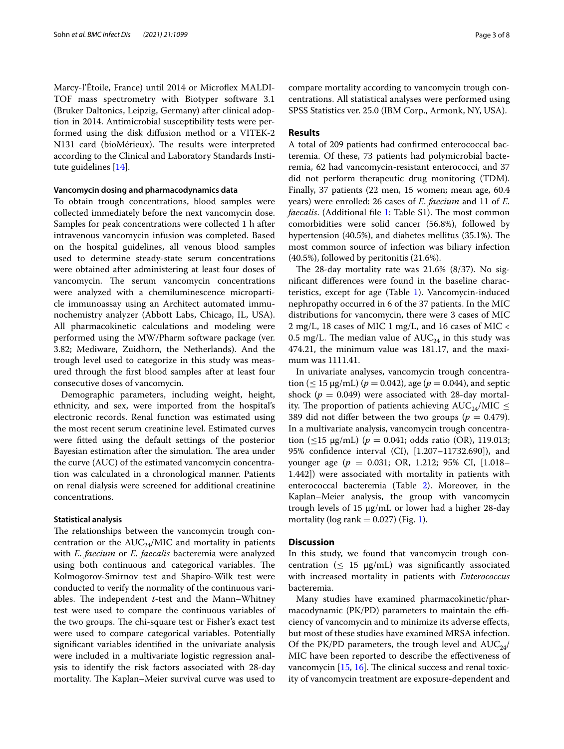Marcy-l'Étoile, France) until 2014 or Microflex MALDI-TOF mass spectrometry with Biotyper software 3.1 (Bruker Daltonics, Leipzig, Germany) after clinical adoption in 2014. Antimicrobial susceptibility tests were performed using the disk diffusion method or a VITEK-2 N131 card (bioMérieux). The results were interpreted according to the Clinical and Laboratory Standards Institute guidelines [14].

### Vancomycin dosing and pharmacodynamics data

To obtain trough concentrations, blood samples were collected immediately before the next vancomycin dose. Samples for peak concentrations were collected 1 h after intravenous vancomycin infusion was completed. Based on the hospital guidelines, all venous blood samples used to determine steady-state serum concentrations were obtained after administering at least four doses of vancomycin. The serum vancomycin concentrations were analyzed with a chemiluminescence microparticle immunoassay using an Architect automated immunochemistry analyzer (Abbott Labs, Chicago, IL, USA). All pharmacokinetic calculations and modeling were performed using the MW/Pharm software package (ver. 3.82; Mediware, Zuidhorn, the Netherlands). And the trough level used to categorize in this study was measured through the first blood samples after at least four consecutive doses of vancomycin.

Demographic parameters, including weight, height, ethnicity, and sex, were imported from the hospital's electronic records. Renal function was estimated using the most recent serum creatinine level. Estimated curves were fitted using the default settings of the posterior Bayesian estimation after the simulation. The area under the curve (AUC) of the estimated vancomycin concentration was calculated in a chronological manner. Patients on renal dialysis were screened for additional creatinine concentrations.

### Statistical analysis

The relationships between the vancomycin trough concentration or the $AUC_{24}$/MIC and mortality in patients with *E. faecium* or *E. faecalis* bacteremia were analyzed using both continuous and categorical variables. The Kolmogorov-Smirnov test and Shapiro-Wilk test were conducted to verify the normality of the continuous variables. The independent *t*-test and the Mann–Whitney test were used to compare the continuous variables of the two groups. The chi-square test or Fisher's exact test were used to compare categorical variables. Potentially significant variables identified in the univariate analysis were included in a multivariate logistic regression analysis to identify the risk factors associated with 28-day mortality. The Kaplan–Meier survival curve was used to compare mortality according to vancomycin trough concentrations. All statistical analyses were performed using SPSS Statistics ver. 25.0 (IBM Corp., Armonk, NY, USA).

## Results

A total of 209 patients had confirmed enterococcal bacteremia. Of these, 73 patients had polymicrobial bacteremia, 62 had vancomycin-resistant enterococci, and 37 did not perform therapeutic drug monitoring (TDM). Finally, 37 patients (22 men, 15 women; mean age, 60.4 years) were enrolled: 26 cases of *E. faecium* and 11 of *E. faecalis*. (Additional file 1: Table S1). The most common comorbidities were solid cancer (56.8%), followed by hypertension (40.5%), and diabetes mellitus (35.1%). The most common source of infection was biliary infection (40.5%), followed by peritonitis (21.6%).

The 28-day mortality rate was 21.6% (8/37). No significant differences were found in the baseline characteristics, except for age (Table 1). Vancomycin-induced nephropathy occurred in 6 of the 37 patients. In the MIC distributions for vancomycin, there were 3 cases of MIC 2 mg/L, 18 cases of MIC 1 mg/L, and 16 cases of MIC < 0.5 mg/L. The median value of $AUC_{24}$ in this study was 474.21, the minimum value was 181.17, and the maximum was 1111.41.

In univariate analyses, vancomycin trough concentration (≤ 15 μg/mL) ($p = 0.042$), age ($p = 0.044$), and septic shock ($p = 0.049$) were associated with 28-day mortality. The proportion of patients achieving $AUC_{24}$/MIC ≤ 389 did not differ between the two groups ($p = 0.479$). In a multivariate analysis, vancomycin trough concentration (≤15 μg/mL) ($p = 0.041$; odds ratio (OR), 119.013; 95% confidence interval (CI), [1.207–11732.690]), and younger age ($p = 0.031$; OR, 1.212; 95% CI, [1.018–1.442]) were associated with mortality in patients with enterococcal bacteremia (Table 2). Moreover, in the Kaplan–Meier analysis, the group with vancomycin trough levels of 15 μg/mL or lower had a higher 28-day mortality (log rank = 0.027) (Fig. 1).

## Discussion

In this study, we found that vancomycin trough concentration (≤ 15 μg/mL) was significantly associated with increased mortality in patients with *Enterococcus* bacteremia.

Many studies have examined pharmacokinetic/pharmacodynamic (PK/PD) parameters to maintain the efficiency of vancomycin and to minimize its adverse effects, but most of these studies have examined MRSA infection. Of the PK/PD parameters, the trough level and $AUC_{24}$/MIC have been reported to describe the effectiveness of vancomycin [15, 16]. The clinical success and renal toxicity of vancomycin treatment are exposure-dependent and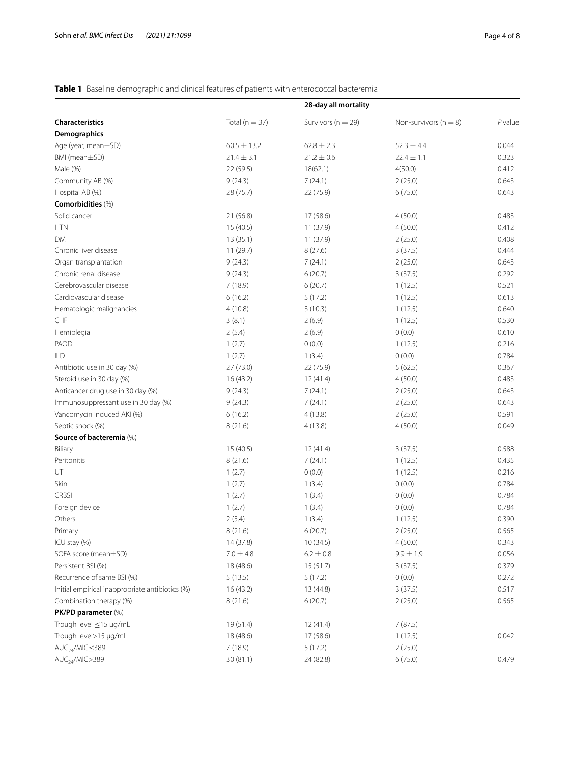**Table 1** Baseline demographic and clinical features of patients with enterococcal bacteremia

| | 28-day all mortality | | | |
|---|---|---|---|---|
| **Characteristics** | Total (n = 37) | Survivors (n = 29) | Non-survivors (n = 8) | *P* value |
| **Demographics** | | | | |
| Age (year, mean±SD) | 60.5 ± 13.2 | 62.8 ± 2.3 | 52.3 ± 4.4 | 0.044 |
| BMI (mean±SD) | 21.4 ± 3.1 | 21.2 ± 0.6 | 22.4 ± 1.1 | 0.323 |
| Male (%) | 22 (59.5) | 18(62.1) | 4(50.0) | 0.412 |
| Community AB (%) | 9 (24.3) | 7 (24.1) | 2 (25.0) | 0.643 |
| Hospital AB (%) | 28 (75.7) | 22 (75.9) | 6 (75.0) | 0.643 |
| **Comorbidities** (%) | | | | |
| Solid cancer | 21 (56.8) | 17 (58.6) | 4 (50.0) | 0.483 |
| HTN | 15 (40.5) | 11 (37.9) | 4 (50.0) | 0.412 |
| DM | 13 (35.1) | 11 (37.9) | 2 (25.0) | 0.408 |
| Chronic liver disease | 11 (29.7) | 8 (27.6) | 3 (37.5) | 0.444 |
| Organ transplantation | 9 (24.3) | 7 (24.1) | 2 (25.0) | 0.643 |
| Chronic renal disease | 9 (24.3) | 6 (20.7) | 3 (37.5) | 0.292 |
| Cerebrovascular disease | 7 (18.9) | 6 (20.7) | 1 (12.5) | 0.521 |
| Cardiovascular disease | 6 (16.2) | 5 (17.2) | 1 (12.5) | 0.613 |
| Hematologic malignancies | 4 (10.8) | 3 (10.3) | 1 (12.5) | 0.640 |
| CHF | 3 (8.1) | 2 (6.9) | 1 (12.5) | 0.530 |
| Hemiplegia | 2 (5.4) | 2 (6.9) | 0 (0.0) | 0.610 |
| PAOD | 1 (2.7) | 0 (0.0) | 1 (12.5) | 0.216 |
| ILD | 1 (2.7) | 1 (3.4) | 0 (0.0) | 0.784 |
| Antibiotic use in 30 day (%) | 27 (73.0) | 22 (75.9) | 5 (62.5) | 0.367 |
| Steroid use in 30 day (%) | 16 (43.2) | 12 (41.4) | 4 (50.0) | 0.483 |
| Anticancer drug use in 30 day (%) | 9 (24.3) | 7 (24.1) | 2 (25.0) | 0.643 |
| Immunosuppressant use in 30 day (%) | 9 (24.3) | 7 (24.1) | 2 (25.0) | 0.643 |
| Vancomycin induced AKI (%) | 6 (16.2) | 4 (13.8) | 2 (25.0) | 0.591 |
| Septic shock (%) | 8 (21.6) | 4 (13.8) | 4 (50.0) | 0.049 |
| **Source of bacteremia** (%) | | | | |
| Biliary | 15 (40.5) | 12 (41.4) | 3 (37.5) | 0.588 |
| Peritonitis | 8 (21.6) | 7 (24.1) | 1 (12.5) | 0.435 |
| UTI | 1 (2.7) | 0 (0.0) | 1 (12.5) | 0.216 |
| Skin | 1 (2.7) | 1 (3.4) | 0 (0.0) | 0.784 |
| CRBSI | 1 (2.7) | 1 (3.4) | 0 (0.0) | 0.784 |
| Foreign device | 1 (2.7) | 1 (3.4) | 0 (0.0) | 0.784 |
| Others | 2 (5.4) | 1 (3.4) | 1 (12.5) | 0.390 |
| Primary | 8 (21.6) | 6 (20.7) | 2 (25.0) | 0.565 |
| ICU stay (%) | 14 (37.8) | 10 (34.5) | 4 (50.0) | 0.343 |
| SOFA score (mean±SD) | 7.0 ± 4.8 | 6.2 ± 0.8 | 9.9 ± 1.9 | 0.056 |
| Persistent BSI (%) | 18 (48.6) | 15 (51.7) | 3 (37.5) | 0.379 |
| Recurrence of same BSI (%) | 5 (13.5) | 5 (17.2) | 0 (0.0) | 0.272 |
| Initial empirical inappropriate antibiotics (%) | 16 (43.2) | 13 (44.8) | 3 (37.5) | 0.517 |
| Combination therapy (%) | 8 (21.6) | 6 (20.7) | 2 (25.0) | 0.565 |
| **PK/PD parameter** (%) | | | | |
| Trough level ≤15 μg/mL | 19 (51.4) | 12 (41.4) | 7 (87.5) | |
| Trough level>15 μg/mL | 18 (48.6) | 17 (58.6) | 1 (12.5) | 0.042 |
| $AUC_{24}$/MIC≤389 | 7 (18.9) | 5 (17.2) | 2 (25.0) | |
| $AUC_{24}$/MIC>389 | 30 (81.1) | 24 (82.8) | 6 (75.0) | 0.479 |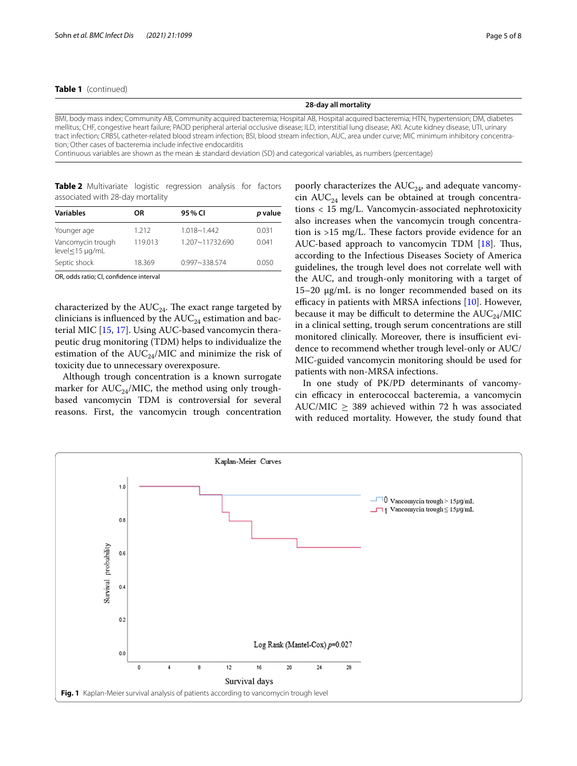**Table 1** (continued)

| | 28-day all mortality |
|---|---|

BMI, body mass index; Community AB, Community acquired bacteremia; Hospital AB, Hospital acquired bacteremia; HTN, hypertension; DM, diabetes mellitus; CHF, congestive heart failure; PAOD peripheral arterial occlusive disease; ILD, interstitial lung disease; AKI. Acute kidney disease, UTI, urinary tract infection; CRBSI, catheter-related blood stream infection; BSI, blood stream infection, AUC, area under curve; MIC minimum inhibitory concentration; Other cases of bacteremia include infective endocarditis

Continuous variables are shown as the mean ± standard deviation (SD) and categorical variables, as numbers (percentage)

**Table 2** Multivariate logistic regression analysis for factors associated with 28-day mortality

| Variables | OR | 95% CI | *p* value |
|---|---|---|---|
| Younger age | 1.212 | 1.018~1.442 | 0.031 |
| Vancomycin trough level≤15 μg/mL | 119.013 | 1.207~11732.690 | 0.041 |
| Septic shock | 18.369 | 0.997~338.574 | 0.050 |

OR, odds ratio; CI, confidence interval

characterized by the $AUC_{24}$. The exact range targeted by clinicians is influenced by the $AUC_{24}$ estimation and bacterial MIC [15, 17]. Using AUC-based vancomycin therapeutic drug monitoring (TDM) helps to individualize the estimation of the $AUC_{24}$/MIC and minimize the risk of toxicity due to unnecessary overexposure.

Although trough concentration is a known surrogate marker for $AUC_{24}$/MIC, the method using only trough-based vancomycin TDM is controversial for several reasons. First, the vancomycin trough concentration poorly characterizes the $AUC_{24}$, and adequate vancomycin $AUC_{24}$ levels can be obtained at trough concentrations < 15 mg/L. Vancomycin-associated nephrotoxicity also increases when the vancomycin trough concentration is >15 mg/L. These factors provide evidence for an AUC-based approach to vancomycin TDM [18]. Thus, according to the Infectious Diseases Society of America guidelines, the trough level does not correlate well with the AUC, and trough-only monitoring with a target of 15–20 μg/mL is no longer recommended based on its efficacy in patients with MRSA infections [10]. However, because it may be difficult to determine the $AUC_{24}$/MIC in a clinical setting, trough serum concentrations are still monitored clinically. Moreover, there is insufficient evidence to recommend whether trough level-only or AUC/MIC-guided vancomycin monitoring should be used for patients with non-MRSA infections.

In one study of PK/PD determinants of vancomycin efficacy in enterococcal bacteremia, a vancomycin AUC/MIC ≥ 389 achieved within 72 h was associated with reduced mortality. However, the study found that

**Fig. 1** Kaplan-Meier survival analysis of patients according to vancomycin trough level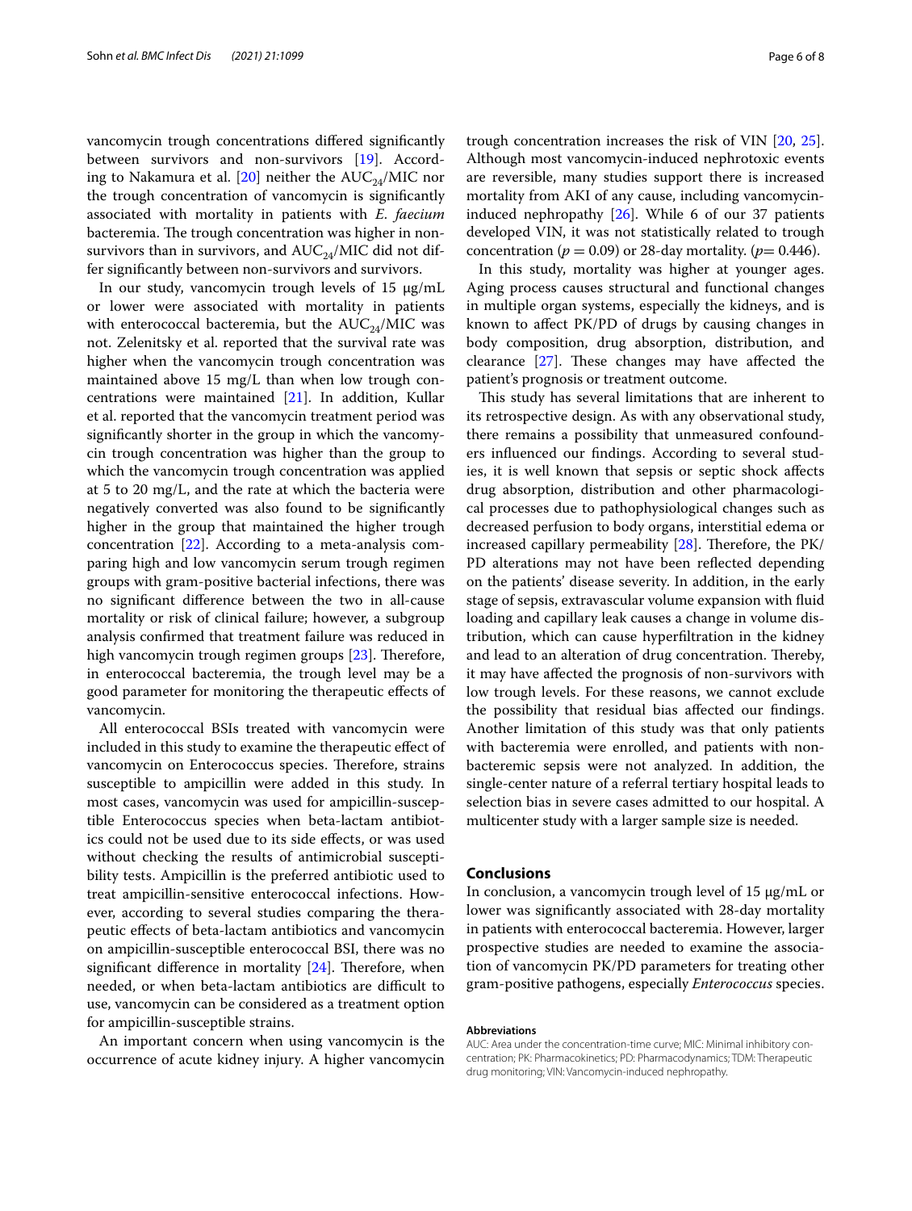vancomycin trough concentrations differed significantly between survivors and non-survivors [19]. According to Nakamura et al. [20] neither the $AUC_{24}$/MIC nor the trough concentration of vancomycin is significantly associated with mortality in patients with *E. faecium* bacteremia. The trough concentration was higher in non-survivors than in survivors, and $AUC_{24}$/MIC did not differ significantly between non-survivors and survivors.

In our study, vancomycin trough levels of 15 μg/mL or lower were associated with mortality in patients with enterococcal bacteremia, but the $AUC_{24}$/MIC was not. Zelenitsky et al. reported that the survival rate was higher when the vancomycin trough concentration was maintained above 15 mg/L than when low trough concentrations were maintained [21]. In addition, Kullar et al. reported that the vancomycin treatment period was significantly shorter in the group in which the vancomycin trough concentration was higher than the group to which the vancomycin trough concentration was applied at 5 to 20 mg/L, and the rate at which the bacteria were negatively converted was also found to be significantly higher in the group that maintained the higher trough concentration [22]. According to a meta-analysis comparing high and low vancomycin serum trough regimen groups with gram-positive bacterial infections, there was no significant difference between the two in all-cause mortality or risk of clinical failure; however, a subgroup analysis confirmed that treatment failure was reduced in high vancomycin trough regimen groups [23]. Therefore, in enterococcal bacteremia, the trough level may be a good parameter for monitoring the therapeutic effects of vancomycin.

All enterococcal BSIs treated with vancomycin were included in this study to examine the therapeutic effect of vancomycin on Enterococcus species. Therefore, strains susceptible to ampicillin were added in this study. In most cases, vancomycin was used for ampicillin-susceptible Enterococcus species when beta-lactam antibiotics could not be used due to its side effects, or was used without checking the results of antimicrobial susceptibility tests. Ampicillin is the preferred antibiotic used to treat ampicillin-sensitive enterococcal infections. However, according to several studies comparing the therapeutic effects of beta-lactam antibiotics and vancomycin on ampicillin-susceptible enterococcal BSI, there was no significant difference in mortality [24]. Therefore, when needed, or when beta-lactam antibiotics are difficult to use, vancomycin can be considered as a treatment option for ampicillin-susceptible strains.

An important concern when using vancomycin is the occurrence of acute kidney injury. A higher vancomycin trough concentration increases the risk of VIN [20, 25]. Although most vancomycin-induced nephrotoxic events are reversible, many studies support there is increased mortality from AKI of any cause, including vancomycin-induced nephropathy [26]. While 6 of our 37 patients developed VIN, it was not statistically related to trough concentration ($p = 0.09$) or 28-day mortality. ($p = 0.446$).

In this study, mortality was higher at younger ages. Aging process causes structural and functional changes in multiple organ systems, especially the kidneys, and is known to affect PK/PD of drugs by causing changes in body composition, drug absorption, distribution, and clearance [27]. These changes may have affected the patient's prognosis or treatment outcome.

This study has several limitations that are inherent to its retrospective design. As with any observational study, there remains a possibility that unmeasured confounders influenced our findings. According to several studies, it is well known that sepsis or septic shock affects drug absorption, distribution and other pharmacological processes due to pathophysiological changes such as decreased perfusion to body organs, interstitial edema or increased capillary permeability [28]. Therefore, the PK/PD alterations may not have been reflected depending on the patients' disease severity. In addition, in the early stage of sepsis, extravascular volume expansion with fluid loading and capillary leak causes a change in volume distribution, which can cause hyperfiltration in the kidney and lead to an alteration of drug concentration. Thereby, it may have affected the prognosis of non-survivors with low trough levels. For these reasons, we cannot exclude the possibility that residual bias affected our findings. Another limitation of this study was that only patients with bacteremia were enrolled, and patients with non-bacteremic sepsis were not analyzed. In addition, the single-center nature of a referral tertiary hospital leads to selection bias in severe cases admitted to our hospital. A multicenter study with a larger sample size is needed.

## Conclusions

In conclusion, a vancomycin trough level of 15 μg/mL or lower was significantly associated with 28-day mortality in patients with enterococcal bacteremia. However, larger prospective studies are needed to examine the association of vancomycin PK/PD parameters for treating other gram-positive pathogens, especially *Enterococcus* species.

#### Abbreviations

AUC: Area under the concentration-time curve; MIC: Minimal inhibitory concentration; PK: Pharmacokinetics; PD: Pharmacodynamics; TDM: Therapeutic drug monitoring; VIN: Vancomycin-induced nephropathy.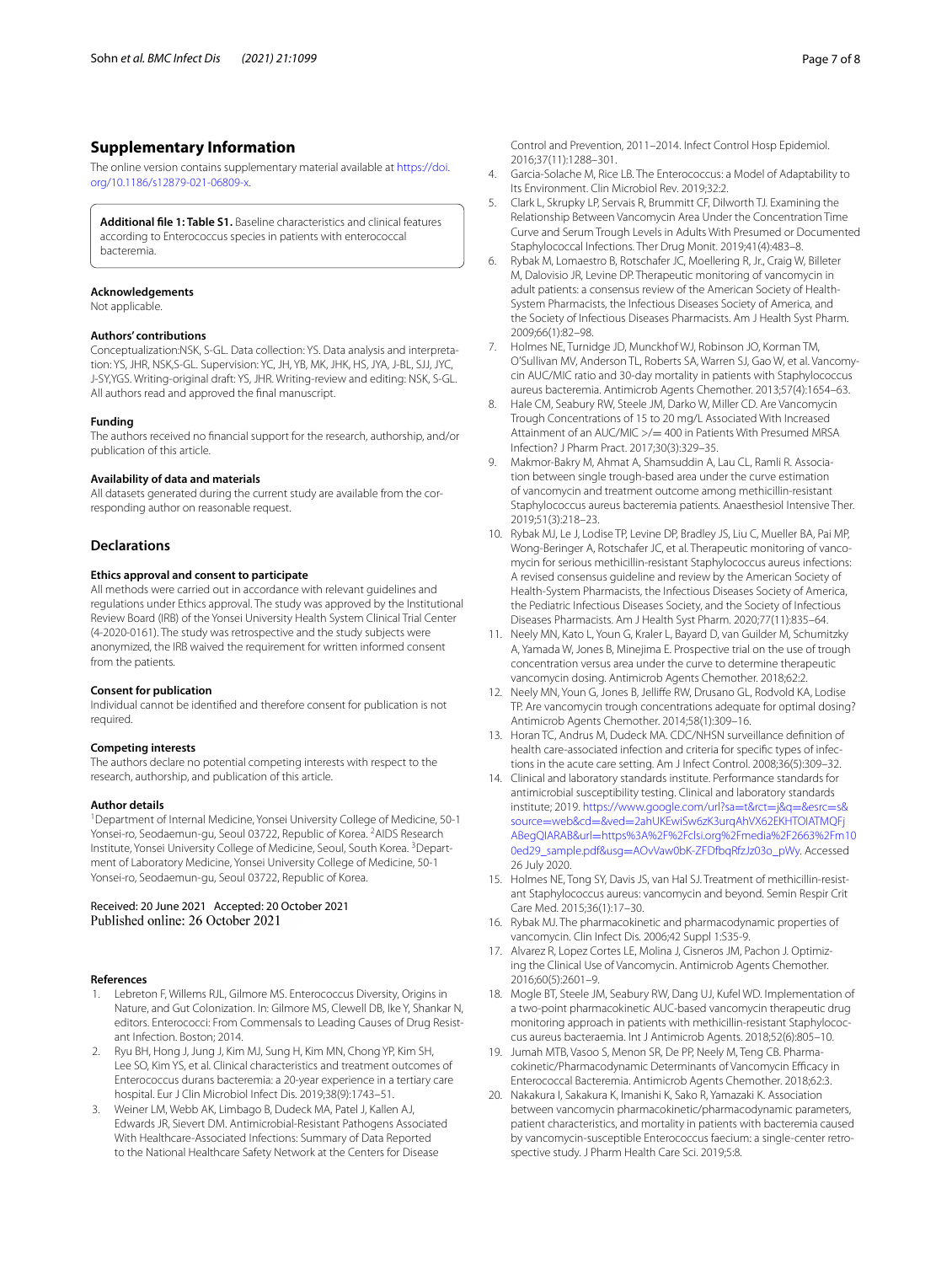## Supplementary Information

The online version contains supplementary material available at https://doi.org/10.1186/s12879-021-06809-x.

> **Additional file 1: Table S1.** Baseline characteristics and clinical features according to Enterococcus species in patients with enterococcal bacteremia.

### Acknowledgements

Not applicable.

### Authors' contributions

Conceptualization:NSK, S-GL. Data collection: YS. Data analysis and interpretation: YS, JHR, NSK,S-GL. Supervision: YC, JH, YB, MK, JHK, HS, JYA, J-BL, SJJ, JYC, J-SY,YGS. Writing-original draft: YS, JHR. Writing-review and editing: NSK, S-GL. All authors read and approved the final manuscript.

### Funding

The authors received no financial support for the research, authorship, and/or publication of this article.

### Availability of data and materials

All datasets generated during the current study are available from the corresponding author on reasonable request.

## Declarations

### Ethics approval and consent to participate

All methods were carried out in accordance with relevant guidelines and regulations under Ethics approval. The study was approved by the Institutional Review Board (IRB) of the Yonsei University Health System Clinical Trial Center (4-2020-0161). The study was retrospective and the study subjects were anonymized, the IRB waived the requirement for written informed consent from the patients.

### Consent for publication

Individual cannot be identified and therefore consent for publication is not required.

### Competing interests

The authors declare no potential competing interests with respect to the research, authorship, and publication of this article.

### Author details

[1]Department of Internal Medicine, Yonsei University College of Medicine, 50-1 Yonsei-ro, Seodaemun-gu, Seoul 03722, Republic of Korea. [2]AIDS Research Institute, Yonsei University College of Medicine, Seoul, South Korea. [3]Department of Laboratory Medicine, Yonsei University College of Medicine, 50-1 Yonsei-ro, Seodaemun-gu, Seoul 03722, Republic of Korea.

Received: 20 June 2021 Accepted: 20 October 2021
Published online: 26 October 2021

### References

1. Lebreton F, Willems RJL, Gilmore MS. Enterococcus Diversity, Origins in Nature, and Gut Colonization. In: Gilmore MS, Clewell DB, Ike Y, Shankar N, editors. Enterococci: From Commensals to Leading Causes of Drug Resistant Infection. Boston; 2014.
2. Ryu BH, Hong J, Jung J, Kim MJ, Sung H, Kim MN, Chong YP, Kim SH, Lee SO, Kim YS, et al. Clinical characteristics and treatment outcomes of Enterococcus durans bacteremia: a 20-year experience in a tertiary care hospital. Eur J Clin Microbiol Infect Dis. 2019;38(9):1743–51.
3. Weiner LM, Webb AK, Limbago B, Dudeck MA, Patel J, Kallen AJ, Edwards JR, Sievert DM. Antimicrobial-Resistant Pathogens Associated With Healthcare-Associated Infections: Summary of Data Reported to the National Healthcare Safety Network at the Centers for Disease Control and Prevention, 2011–2014. Infect Control Hosp Epidemiol. 2016;37(11):1288–301.
4. Garcia-Solache M, Rice LB. The Enterococcus: a Model of Adaptability to Its Environment. Clin Microbiol Rev. 2019;32:2.
5. Clark L, Skrupky LP, Servais R, Brummitt CF, Dilworth TJ. Examining the Relationship Between Vancomycin Area Under the Concentration Time Curve and Serum Trough Levels in Adults With Presumed or Documented Staphylococcal Infections. Ther Drug Monit. 2019;41(4):483–8.
6. Rybak M, Lomaestro B, Rotschafer JC, Moellering R, Jr., Craig W, Billeter M, Dalovisio JR, Levine DP. Therapeutic monitoring of vancomycin in adult patients: a consensus review of the American Society of Health-System Pharmacists, the Infectious Diseases Society of America, and the Society of Infectious Diseases Pharmacists. Am J Health Syst Pharm. 2009;66(1):82–98.
7. Holmes NE, Turnidge JD, Munckhof WJ, Robinson JO, Korman TM, O'Sullivan MV, Anderson TL, Roberts SA, Warren SJ, Gao W, et al. Vancomycin AUC/MIC ratio and 30-day mortality in patients with Staphylococcus aureus bacteremia. Antimicrob Agents Chemother. 2013;57(4):1654–63.
8. Hale CM, Seabury RW, Steele JM, Darko W, Miller CD. Are Vancomycin Trough Concentrations of 15 to 20 mg/L Associated With Increased Attainment of an AUC/MIC >/= 400 in Patients With Presumed MRSA Infection? J Pharm Pract. 2017;30(3):329–35.
9. Makmor-Bakry M, Ahmat A, Shamsuddin A, Lau CL, Ramli R. Association between single trough-based area under the curve estimation of vancomycin and treatment outcome among methicillin-resistant Staphylococcus aureus bacteremia patients. Anaesthesiol Intensive Ther. 2019;51(3):218–23.
10. Rybak MJ, Le J, Lodise TP, Levine DP, Bradley JS, Liu C, Mueller BA, Pai MP, Wong-Beringer A, Rotschafer JC, et al. Therapeutic monitoring of vancomycin for serious methicillin-resistant Staphylococcus aureus infections: A revised consensus guideline and review by the American Society of Health-System Pharmacists, the Infectious Diseases Society of America, the Pediatric Infectious Diseases Society, and the Society of Infectious Diseases Pharmacists. Am J Health Syst Pharm. 2020;77(11):835–64.
11. Neely MN, Kato L, Youn G, Kraler L, Bayard D, van Guilder M, Schumitzky A, Yamada W, Jones B, Minejima E. Prospective trial on the use of trough concentration versus area under the curve to determine therapeutic vancomycin dosing. Antimicrob Agents Chemother. 2018;62:2.
12. Neely MN, Youn G, Jones B, Jelliffe RW, Drusano GL, Rodvold KA, Lodise TP. Are vancomycin trough concentrations adequate for optimal dosing? Antimicrob Agents Chemother. 2014;58(1):309–16.
13. Horan TC, Andrus M, Dudeck MA. CDC/NHSN surveillance definition of health care-associated infection and criteria for specific types of infections in the acute care setting. Am J Infect Control. 2008;36(5):309–32.
14. Clinical and laboratory standards institute. Performance standards for antimicrobial susceptibility testing. Clinical and laboratory standards institute; 2019. https://www.google.com/url?sa=t&rct=j&q=&esrc=s&source=web&cd=&ved=2ahUKEwiSw6zK3urqAhVX62EKHTOIATMQFjABegQIARAB&url=https%3A%2F%2Fclsi.org%2Fmedia%2F2663%2Fm100ed29_sample.pdf&usg=AOvVaw0bK-ZFDfbqRfzJz03o_pWy. Accessed 26 July 2020.
15. Holmes NE, Tong SY, Davis JS, van Hal SJ. Treatment of methicillin-resistant Staphylococcus aureus: vancomycin and beyond. Semin Respir Crit Care Med. 2015;36(1):17–30.
16. Rybak MJ. The pharmacokinetic and pharmacodynamic properties of vancomycin. Clin Infect Dis. 2006;42 Suppl 1:S35-9.
17. Alvarez R, Lopez Cortes LE, Molina J, Cisneros JM, Pachon J. Optimizing the Clinical Use of Vancomycin. Antimicrob Agents Chemother. 2016;60(5):2601–9.
18. Mogle BT, Steele JM, Seabury RW, Dang UJ, Kufel WD. Implementation of a two-point pharmacokinetic AUC-based vancomycin therapeutic drug monitoring approach in patients with methicillin-resistant Staphylococcus aureus bacteraemia. Int J Antimicrob Agents. 2018;52(6):805–10.
19. Jumah MTB, Vasoo S, Menon SR, De PP, Neely M, Teng CB. Pharmacokinetic/Pharmacodynamic Determinants of Vancomycin Efficacy in Enterococcal Bacteremia. Antimicrob Agents Chemother. 2018;62:3.
20. Nakakura I, Sakakura K, Imanishi K, Sako R, Yamazaki K. Association between vancomycin pharmacokinetic/pharmacodynamic parameters, patient characteristics, and mortality in patients with bacteremia caused by vancomycin-susceptible Enterococcus faecium: a single-center retrospective study. J Pharm Health Care Sci. 2019;5:8.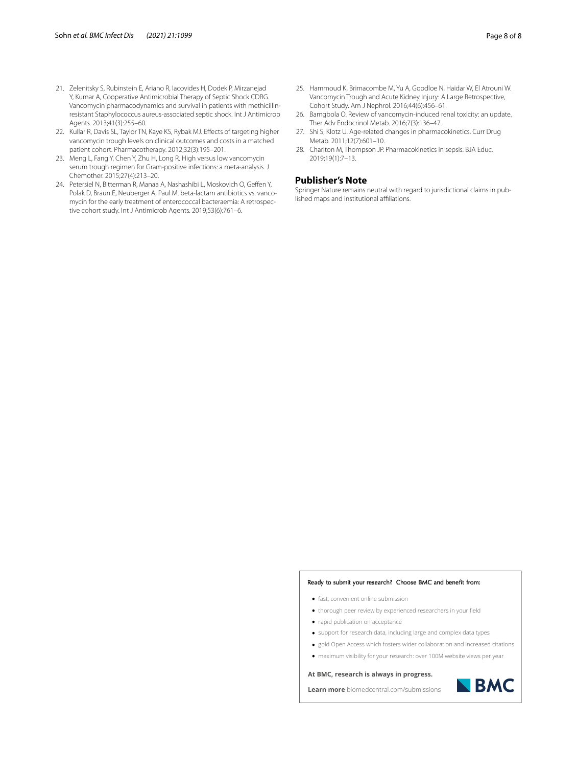21. Zelenitsky S, Rubinstein E, Ariano R, Iacovides H, Dodek P, Mirzanejad Y, Kumar A, Cooperative Antimicrobial Therapy of Septic Shock CDRG. Vancomycin pharmacodynamics and survival in patients with methicillin-resistant Staphylococcus aureus-associated septic shock. Int J Antimicrob Agents. 2013;41(3):255–60.
22. Kullar R, Davis SL, Taylor TN, Kaye KS, Rybak MJ. Effects of targeting higher vancomycin trough levels on clinical outcomes and costs in a matched patient cohort. Pharmacotherapy. 2012;32(3):195–201.
23. Meng L, Fang Y, Chen Y, Zhu H, Long R. High versus low vancomycin serum trough regimen for Gram-positive infections: a meta-analysis. J Chemother. 2015;27(4):213–20.
24. Petersiel N, Bitterman R, Manaa A, Nashashibi L, Moskovich O, Geffen Y, Polak D, Braun E, Neuberger A, Paul M. beta-lactam antibiotics vs. vancomycin for the early treatment of enterococcal bacteraemia: A retrospective cohort study. Int J Antimicrob Agents. 2019;53(6):761–6.
25. Hammoud K, Brimacombe M, Yu A, Goodloe N, Haidar W, El Atrouni W. Vancomycin Trough and Acute Kidney Injury: A Large Retrospective, Cohort Study. Am J Nephrol. 2016;44(6):456–61.
26. Bamgbola O. Review of vancomycin-induced renal toxicity: an update. Ther Adv Endocrinol Metab. 2016;7(3):136–47.
27. Shi S, Klotz U. Age-related changes in pharmacokinetics. Curr Drug Metab. 2011;12(7):601–10.
28. Charlton M, Thompson JP. Pharmacokinetics in sepsis. BJA Educ. 2019;19(1):7–13.

## Publisher's Note

Springer Nature remains neutral with regard to jurisdictional claims in published maps and institutional affiliations.